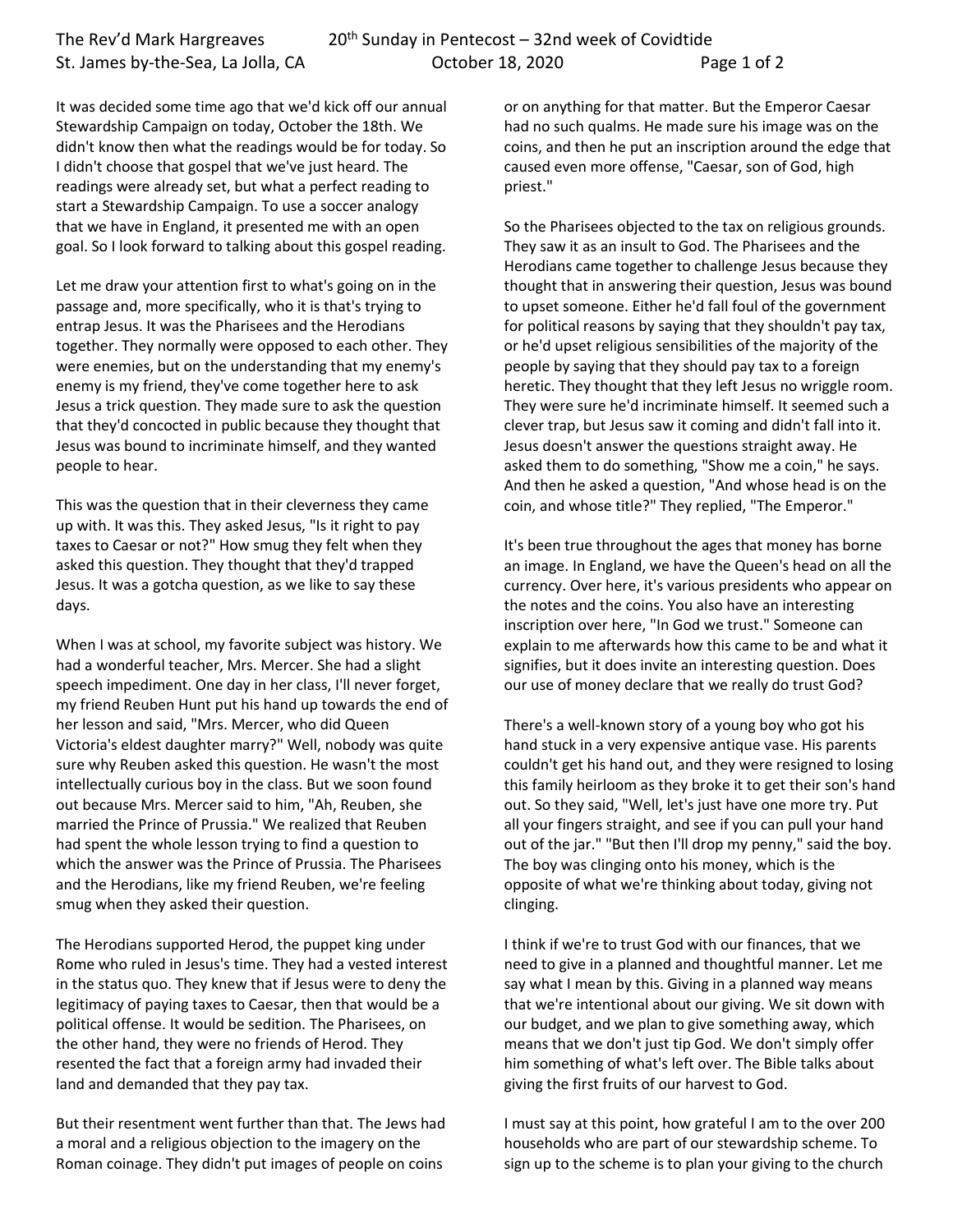It was decided some time ago that we'd kick off our annual Stewardship Campaign on today, October the 18th. We didn't know then what the readings would be for today. So I didn't choose that gospel that we've just heard. The readings were already set, but what a perfect reading to start a Stewardship Campaign. To use a soccer analogy that we have in England, it presented me with an open goal. So I look forward to talking about this gospel reading.

Let me draw your attention first to what's going on in the passage and, more specifically, who it is that's trying to entrap Jesus. It was the Pharisees and the Herodians together. They normally were opposed to each other. They were enemies, but on the understanding that my enemy's enemy is my friend, they've come together here to ask Jesus a trick question. They made sure to ask the question that they'd concocted in public because they thought that Jesus was bound to incriminate himself, and they wanted people to hear.

This was the question that in their cleverness they came up with. It was this. They asked Jesus, "Is it right to pay taxes to Caesar or not?" How smug they felt when they asked this question. They thought that they'd trapped Jesus. It was a gotcha question, as we like to say these days.

When I was at school, my favorite subject was history. We had a wonderful teacher, Mrs. Mercer. She had a slight speech impediment. One day in her class, I'll never forget, my friend Reuben Hunt put his hand up towards the end of her lesson and said, "Mrs. Mercer, who did Queen Victoria's eldest daughter marry?" Well, nobody was quite sure why Reuben asked this question. He wasn't the most intellectually curious boy in the class. But we soon found out because Mrs. Mercer said to him, "Ah, Reuben, she married the Prince of Prussia." We realized that Reuben had spent the whole lesson trying to find a question to which the answer was the Prince of Prussia. The Pharisees and the Herodians, like my friend Reuben, we're feeling smug when they asked their question.

The Herodians supported Herod, the puppet king under Rome who ruled in Jesus's time. They had a vested interest in the status quo. They knew that if Jesus were to deny the legitimacy of paying taxes to Caesar, then that would be a political offense. It would be sedition. The Pharisees, on the other hand, they were no friends of Herod. They resented the fact that a foreign army had invaded their land and demanded that they pay tax.

But their resentment went further than that. The Jews had a moral and a religious objection to the imagery on the Roman coinage. They didn't put images of people on coins or on anything for that matter. But the Emperor Caesar had no such qualms. He made sure his image was on the coins, and then he put an inscription around the edge that caused even more offense, "Caesar, son of God, high priest."

So the Pharisees objected to the tax on religious grounds. They saw it as an insult to God. The Pharisees and the Herodians came together to challenge Jesus because they thought that in answering their question, Jesus was bound to upset someone. Either he'd fall foul of the government for political reasons by saying that they shouldn't pay tax, or he'd upset religious sensibilities of the majority of the people by saying that they should pay tax to a foreign heretic. They thought that they left Jesus no wriggle room. They were sure he'd incriminate himself. It seemed such a clever trap, but Jesus saw it coming and didn't fall into it. Jesus doesn't answer the questions straight away. He asked them to do something, "Show me a coin," he says. And then he asked a question, "And whose head is on the coin, and whose title?" They replied, "The Emperor."

It's been true throughout the ages that money has borne an image. In England, we have the Queen's head on all the currency. Over here, it's various presidents who appear on the notes and the coins. You also have an interesting inscription over here, "In God we trust." Someone can explain to me afterwards how this came to be and what it signifies, but it does invite an interesting question. Does our use of money declare that we really do trust God?

There's a well-known story of a young boy who got his hand stuck in a very expensive antique vase. His parents couldn't get his hand out, and they were resigned to losing this family heirloom as they broke it to get their son's hand out. So they said, "Well, let's just have one more try. Put all your fingers straight, and see if you can pull your hand out of the jar." "But then I'll drop my penny," said the boy. The boy was clinging onto his money, which is the opposite of what we're thinking about today, giving not clinging.

I think if we're to trust God with our finances, that we need to give in a planned and thoughtful manner. Let me say what I mean by this. Giving in a planned way means that we're intentional about our giving. We sit down with our budget, and we plan to give something away, which means that we don't just tip God. We don't simply offer him something of what's left over. The Bible talks about giving the first fruits of our harvest to God.

I must say at this point, how grateful I am to the over 200 households who are part of our stewardship scheme. To sign up to the scheme is to plan your giving to the church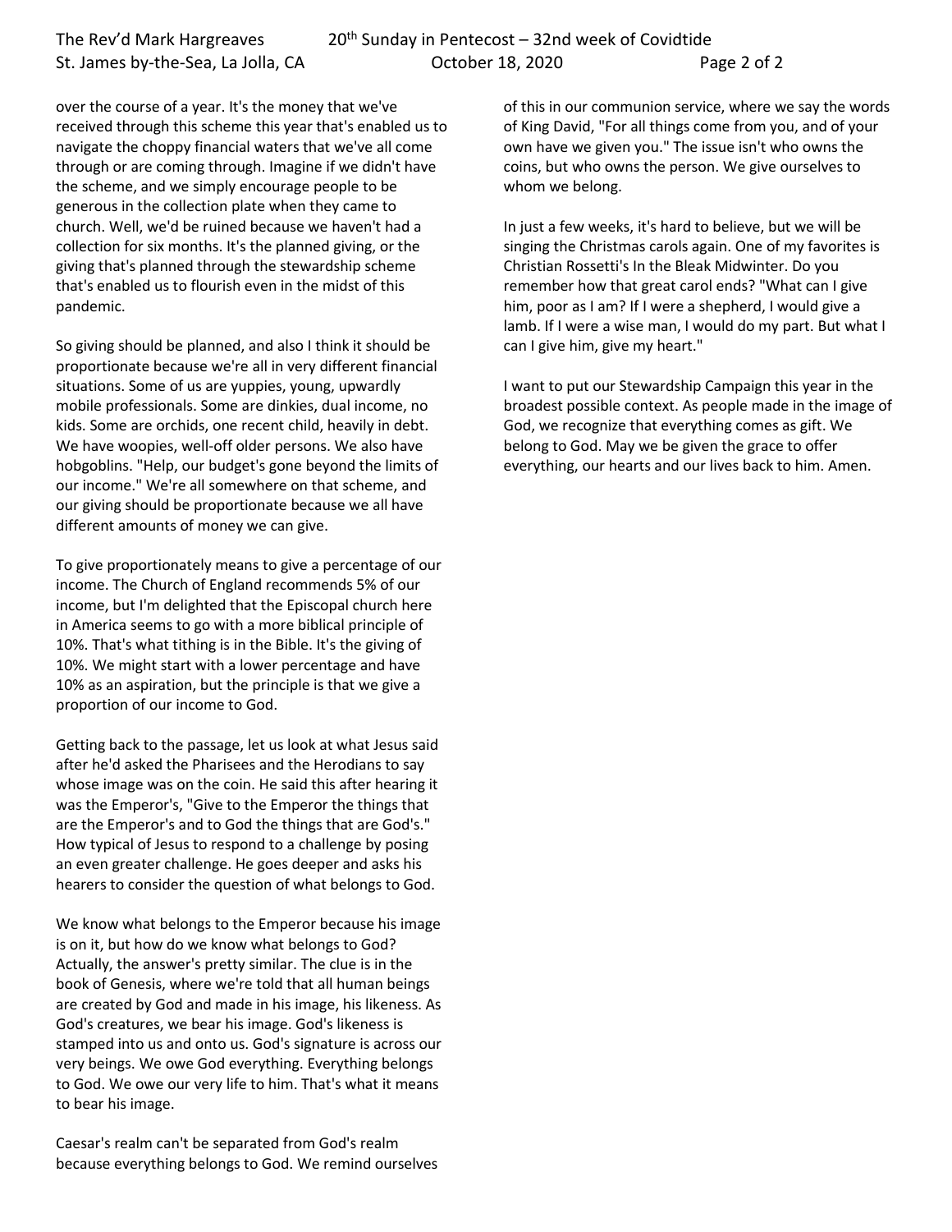over the course of a year. It's the money that we've received through this scheme this year that's enabled us to navigate the choppy financial waters that we've all come through or are coming through. Imagine if we didn't have the scheme, and we simply encourage people to be generous in the collection plate when they came to church. Well, we'd be ruined because we haven't had a collection for six months. It's the planned giving, or the giving that's planned through the stewardship scheme that's enabled us to flourish even in the midst of this pandemic.

So giving should be planned, and also I think it should be proportionate because we're all in very different financial situations. Some of us are yuppies, young, upwardly mobile professionals. Some are dinkies, dual income, no kids. Some are orchids, one recent child, heavily in debt. We have woopies, well-off older persons. We also have hobgoblins. "Help, our budget's gone beyond the limits of our income." We're all somewhere on that scheme, and our giving should be proportionate because we all have different amounts of money we can give.

To give proportionately means to give a percentage of our income. The Church of England recommends 5% of our income, but I'm delighted that the Episcopal church here in America seems to go with a more biblical principle of 10%. That's what tithing is in the Bible. It's the giving of 10%. We might start with a lower percentage and have 10% as an aspiration, but the principle is that we give a proportion of our income to God.

Getting back to the passage, let us look at what Jesus said after he'd asked the Pharisees and the Herodians to say whose image was on the coin. He said this after hearing it was the Emperor's, "Give to the Emperor the things that are the Emperor's and to God the things that are God's." How typical of Jesus to respond to a challenge by posing an even greater challenge. He goes deeper and asks his hearers to consider the question of what belongs to God.

We know what belongs to the Emperor because his image is on it, but how do we know what belongs to God? Actually, the answer's pretty similar. The clue is in the book of Genesis, where we're told that all human beings are created by God and made in his image, his likeness. As God's creatures, we bear his image. God's likeness is stamped into us and onto us. God's signature is across our very beings. We owe God everything. Everything belongs to God. We owe our very life to him. That's what it means to bear his image.

Caesar's realm can't be separated from God's realm because everything belongs to God. We remind ourselves of this in our communion service, where we say the words of King David, "For all things come from you, and of your own have we given you." The issue isn't who owns the coins, but who owns the person. We give ourselves to whom we belong.

In just a few weeks, it's hard to believe, but we will be singing the Christmas carols again. One of my favorites is Christian Rossetti's In the Bleak Midwinter. Do you remember how that great carol ends? "What can I give him, poor as I am? If I were a shepherd, I would give a lamb. If I were a wise man, I would do my part. But what I can I give him, give my heart."

I want to put our Stewardship Campaign this year in the broadest possible context. As people made in the image of God, we recognize that everything comes as gift. We belong to God. May we be given the grace to offer everything, our hearts and our lives back to him. Amen.